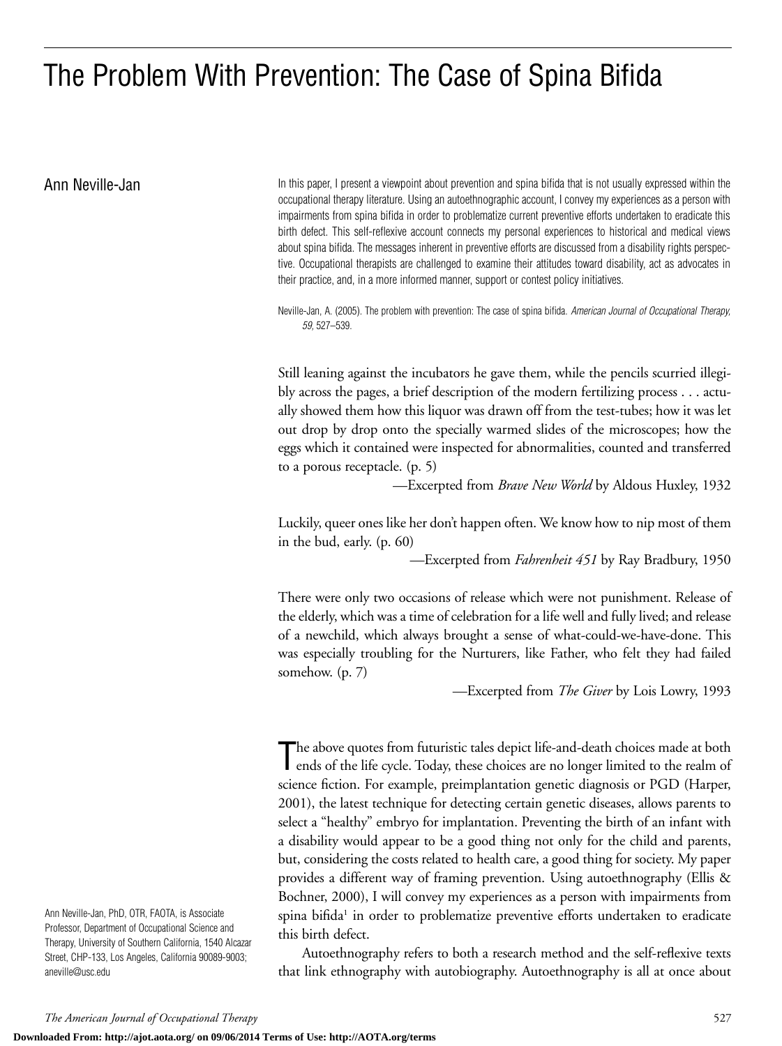# The Problem With Prevention: The Case of Spina Bifida

Ann Neville-Jan

In this paper, I present a viewpoint about prevention and spina bifida that is not usually expressed within the occupational therapy literature. Using an autoethnographic account, I convey my experiences as a person with impairments from spina bifida in order to problematize current preventive efforts undertaken to eradicate this birth defect. This self-reflexive account connects my personal experiences to historical and medical views about spina bifida. The messages inherent in preventive efforts are discussed from a disability rights perspective. Occupational therapists are challenged to examine their attitudes toward disability, act as advocates in their practice, and, in a more informed manner, support or contest policy initiatives.

Neville-Jan, A. (2005). The problem with prevention: The case of spina bifida. *American Journal of Occupational Therapy, 59,* 527–539.

> Still leaning against the incubators he gave them, while the pencils scurried illegibly across the pages, a brief description of the modern fertilizing process . . . actually showed them how this liquor was drawn off from the test-tubes; how it was let out drop by drop onto the specially warmed slides of the microscopes; how the eggs which it contained were inspected for abnormalities, counted and transferred to a porous receptacle. (p. 5)
>
> —Excerpted from *Brave New World* by Aldous Huxley, 1932

> Luckily, queer ones like her don't happen often. We know how to nip most of them in the bud, early. (p. 60)
>
> —Excerpted from *Fahrenheit 451* by Ray Bradbury, 1950

> There were only two occasions of release which were not punishment. Release of the elderly, which was a time of celebration for a life well and fully lived; and release of a newchild, which always brought a sense of what-could-we-have-done. This was especially troubling for the Nurturers, like Father, who felt they had failed somehow. (p. 7)
>
> —Excerpted from *The Giver* by Lois Lowry, 1993

The above quotes from futuristic tales depict life-and-death choices made at both ends of the life cycle. Today, these choices are no longer limited to the realm of science fiction. For example, preimplantation genetic diagnosis or PGD (Harper, 2001), the latest technique for detecting certain genetic diseases, allows parents to select a "healthy" embryo for implantation. Preventing the birth of an infant with a disability would appear to be a good thing not only for the child and parents, but, considering the costs related to health care, a good thing for society. My paper provides a different way of framing prevention. Using autoethnography (Ellis & Bochner, 2000), I will convey my experiences as a person with impairments from spina bifida[1] in order to problematize preventive efforts undertaken to eradicate this birth defect.

Autoethnography refers to both a research method and the self-reflexive texts that link ethnography with autobiography. Autoethnography is all at once about

Ann Neville-Jan, PhD, OTR, FAOTA, is Associate Professor, Department of Occupational Science and Therapy, University of Southern California, 1540 Alcazar Street, CHP-133, Los Angeles, California 90089-9003; aneville@usc.edu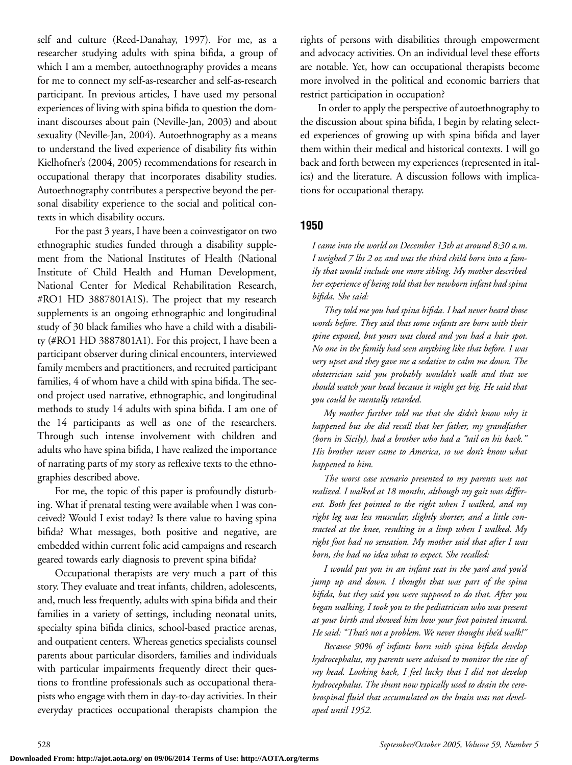self and culture (Reed-Danahay, 1997). For me, as a researcher studying adults with spina bifida, a group of which I am a member, autoethnography provides a means for me to connect my self-as-researcher and self-as-research participant. In previous articles, I have used my personal experiences of living with spina bifida to question the dominant discourses about pain (Neville-Jan, 2003) and about sexuality (Neville-Jan, 2004). Autoethnography as a means to understand the lived experience of disability fits within Kielhofner's (2004, 2005) recommendations for research in occupational therapy that incorporates disability studies. Autoethnography contributes a perspective beyond the personal disability experience to the social and political contexts in which disability occurs.

For the past 3 years, I have been a coinvestigator on two ethnographic studies funded through a disability supplement from the National Institutes of Health (National Institute of Child Health and Human Development, National Center for Medical Rehabilitation Research, #RO1 HD 3887801A1S). The project that my research supplements is an ongoing ethnographic and longitudinal study of 30 black families who have a child with a disability (#RO1 HD 3887801A1). For this project, I have been a participant observer during clinical encounters, interviewed family members and practitioners, and recruited participant families, 4 of whom have a child with spina bifida. The second project used narrative, ethnographic, and longitudinal methods to study 14 adults with spina bifida. I am one of the 14 participants as well as one of the researchers. Through such intense involvement with children and adults who have spina bifida, I have realized the importance of narrating parts of my story as reflexive texts to the ethnographies described above.

For me, the topic of this paper is profoundly disturbing. What if prenatal testing were available when I was conceived? Would I exist today? Is there value to having spina bifida? What messages, both positive and negative, are embedded within current folic acid campaigns and research geared towards early diagnosis to prevent spina bifida?

Occupational therapists are very much a part of this story. They evaluate and treat infants, children, adolescents, and, much less frequently, adults with spina bifida and their families in a variety of settings, including neonatal units, specialty spina bifida clinics, school-based practice arenas, and outpatient centers. Whereas genetics specialists counsel parents about particular disorders, families and individuals with particular impairments frequently direct their questions to frontline professionals such as occupational therapists who engage with them in day-to-day activities. In their everyday practices occupational therapists champion the rights of persons with disabilities through empowerment and advocacy activities. On an individual level these efforts are notable. Yet, how can occupational therapists become more involved in the political and economic barriers that restrict participation in occupation?

In order to apply the perspective of autoethnography to the discussion about spina bifida, I begin by relating selected experiences of growing up with spina bifida and layer them within their medical and historical contexts. I will go back and forth between my experiences (represented in italics) and the literature. A discussion follows with implications for occupational therapy.

## 1950

*I came into the world on December 13th at around 8:30 a.m. I weighed 7 lbs 2 oz and was the third child born into a family that would include one more sibling. My mother described her experience of being told that her newborn infant had spina bifida. She said:*

*They told me you had spina bifida. I had never heard those words before. They said that some infants are born with their spine exposed, but yours was closed and you had a hair spot. No one in the family had seen anything like that before. I was very upset and they gave me a sedative to calm me down. The obstetrician said you probably wouldn't walk and that we should watch your head because it might get big. He said that you could be mentally retarded.*

*My mother further told me that she didn't know why it happened but she did recall that her father, my grandfather (born in Sicily), had a brother who had a "tail on his back." His brother never came to America, so we don't know what happened to him.*

*The worst case scenario presented to my parents was not realized. I walked at 18 months, although my gait was different. Both feet pointed to the right when I walked, and my right leg was less muscular, slightly shorter, and a little contracted at the knee, resulting in a limp when I walked. My right foot had no sensation. My mother said that after I was born, she had no idea what to expect. She recalled:*

*I would put you in an infant seat in the yard and you'd jump up and down. I thought that was part of the spina bifida, but they said you were supposed to do that. After you began walking, I took you to the pediatrician who was present at your birth and showed him how your foot pointed inward. He said: "That's not a problem. We never thought she'd walk!"*

*Because 90% of infants born with spina bifida develop hydrocephalus, my parents were advised to monitor the size of my head. Looking back, I feel lucky that I did not develop hydrocephalus. The shunt now typically used to drain the cerebrospinal fluid that accumulated on the brain was not developed until 1952.*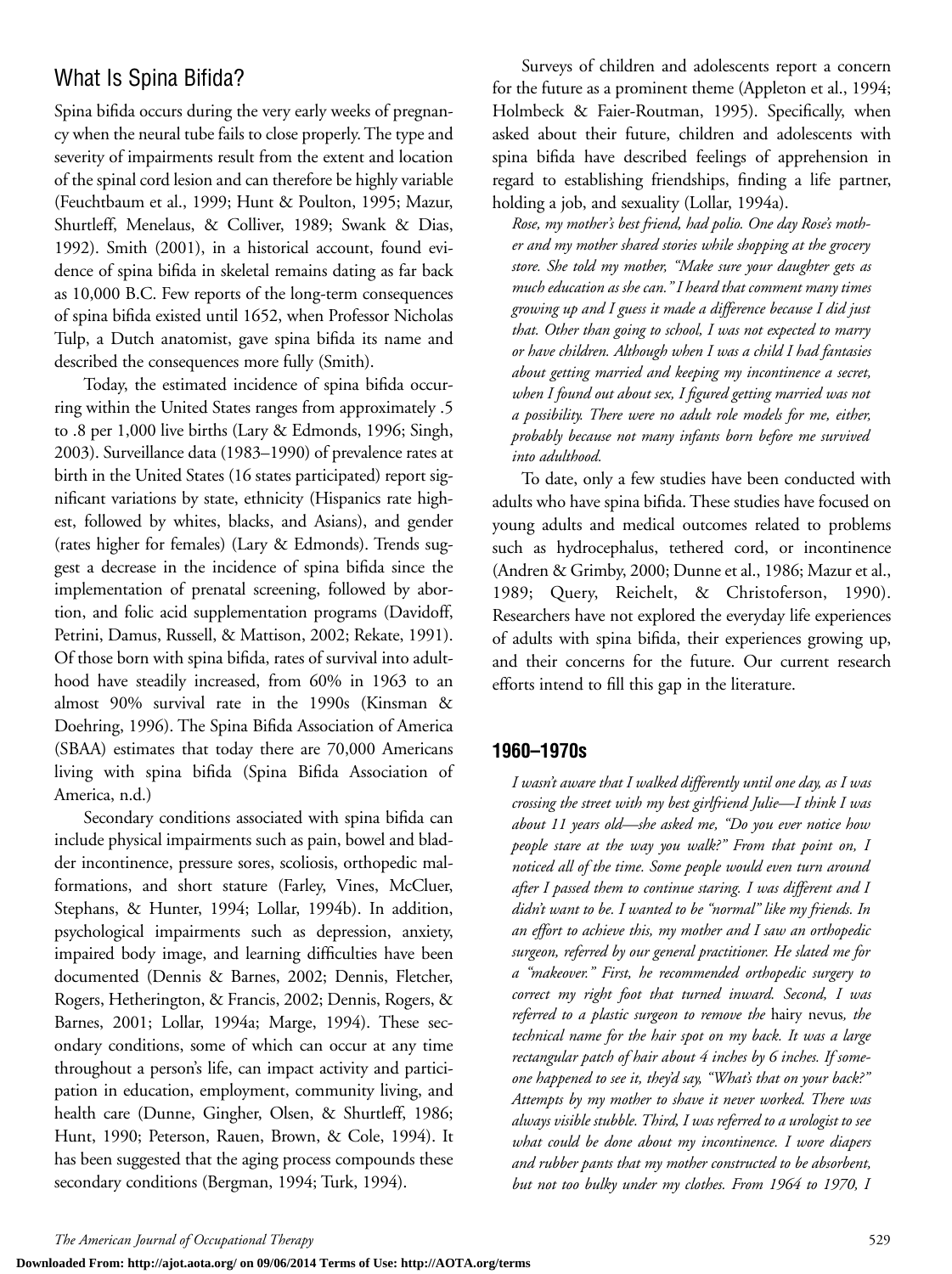## What Is Spina Bifida?

Spina bifida occurs during the very early weeks of pregnancy when the neural tube fails to close properly. The type and severity of impairments result from the extent and location of the spinal cord lesion and can therefore be highly variable (Feuchtbaum et al., 1999; Hunt & Poulton, 1995; Mazur, Shurtleff, Menelaus, & Colliver, 1989; Swank & Dias, 1992). Smith (2001), in a historical account, found evidence of spina bifida in skeletal remains dating as far back as 10,000 B.C. Few reports of the long-term consequences of spina bifida existed until 1652, when Professor Nicholas Tulp, a Dutch anatomist, gave spina bifida its name and described the consequences more fully (Smith).

Today, the estimated incidence of spina bifida occurring within the United States ranges from approximately .5 to .8 per 1,000 live births (Lary & Edmonds, 1996; Singh, 2003). Surveillance data (1983–1990) of prevalence rates at birth in the United States (16 states participated) report significant variations by state, ethnicity (Hispanics rate highest, followed by whites, blacks, and Asians), and gender (rates higher for females) (Lary & Edmonds). Trends suggest a decrease in the incidence of spina bifida since the implementation of prenatal screening, followed by abortion, and folic acid supplementation programs (Davidoff, Petrini, Damus, Russell, & Mattison, 2002; Rekate, 1991). Of those born with spina bifida, rates of survival into adulthood have steadily increased, from 60% in 1963 to an almost 90% survival rate in the 1990s (Kinsman & Doehring, 1996). The Spina Bifida Association of America (SBAA) estimates that today there are 70,000 Americans living with spina bifida (Spina Bifida Association of America, n.d.)

Secondary conditions associated with spina bifida can include physical impairments such as pain, bowel and bladder incontinence, pressure sores, scoliosis, orthopedic malformations, and short stature (Farley, Vines, McCluer, Stephans, & Hunter, 1994; Lollar, 1994b). In addition, psychological impairments such as depression, anxiety, impaired body image, and learning difficulties have been documented (Dennis & Barnes, 2002; Dennis, Fletcher, Rogers, Hetherington, & Francis, 2002; Dennis, Rogers, & Barnes, 2001; Lollar, 1994a; Marge, 1994). These secondary conditions, some of which can occur at any time throughout a person's life, can impact activity and participation in education, employment, community living, and health care (Dunne, Gingher, Olsen, & Shurtleff, 1986; Hunt, 1990; Peterson, Rauen, Brown, & Cole, 1994). It has been suggested that the aging process compounds these secondary conditions (Bergman, 1994; Turk, 1994).

Surveys of children and adolescents report a concern for the future as a prominent theme (Appleton et al., 1994; Holmbeck & Faier-Routman, 1995). Specifically, when asked about their future, children and adolescents with spina bifida have described feelings of apprehension in regard to establishing friendships, finding a life partner, holding a job, and sexuality (Lollar, 1994a).

*Rose, my mother's best friend, had polio. One day Rose's mother and my mother shared stories while shopping at the grocery store. She told my mother, "Make sure your daughter gets as much education as she can." I heard that comment many times growing up and I guess it made a difference because I did just that. Other than going to school, I was not expected to marry or have children. Although when I was a child I had fantasies about getting married and keeping my incontinence a secret, when I found out about sex, I figured getting married was not a possibility. There were no adult role models for me, either, probably because not many infants born before me survived into adulthood.*

To date, only a few studies have been conducted with adults who have spina bifida. These studies have focused on young adults and medical outcomes related to problems such as hydrocephalus, tethered cord, or incontinence (Andren & Grimby, 2000; Dunne et al., 1986; Mazur et al., 1989; Query, Reichelt, & Christoferson, 1990). Researchers have not explored the everyday life experiences of adults with spina bifida, their experiences growing up, and their concerns for the future. Our current research efforts intend to fill this gap in the literature.

## 1960–1970s

*I wasn't aware that I walked differently until one day, as I was crossing the street with my best girlfriend Julie—I think I was about 11 years old—she asked me, "Do you ever notice how people stare at the way you walk?" From that point on, I noticed all of the time. Some people would even turn around after I passed them to continue staring. I was different and I didn't want to be. I wanted to be "normal" like my friends. In an effort to achieve this, my mother and I saw an orthopedic surgeon, referred by our general practitioner. He slated me for a "makeover." First, he recommended orthopedic surgery to correct my right foot that turned inward. Second, I was referred to a plastic surgeon to remove the* hairy nevus*, the technical name for the hair spot on my back. It was a large rectangular patch of hair about 4 inches by 6 inches. If someone happened to see it, they'd say, "What's that on your back?" Attempts by my mother to shave it never worked. There was always visible stubble. Third, I was referred to a urologist to see what could be done about my incontinence. I wore diapers and rubber pants that my mother constructed to be absorbent, but not too bulky under my clothes. From 1964 to 1970, I*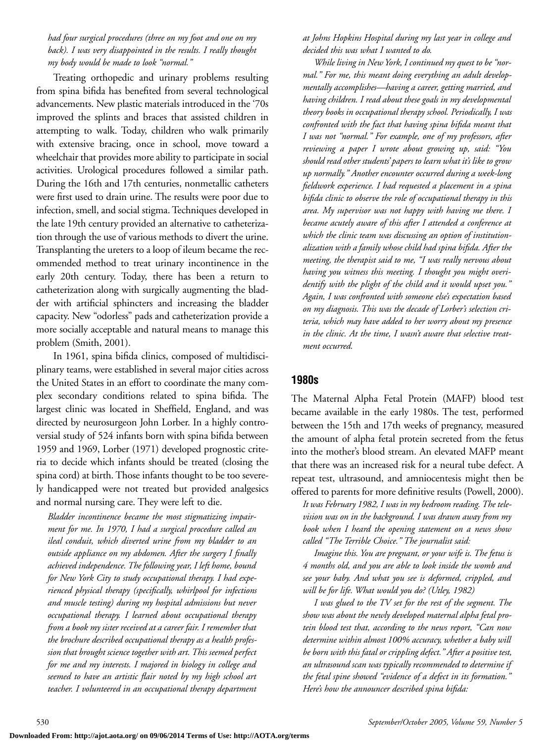*had four surgical procedures (three on my foot and one on my back). I was very disappointed in the results. I really thought my body would be made to look "normal."*

Treating orthopedic and urinary problems resulting from spina bifida has benefited from several technological advancements. New plastic materials introduced in the '70s improved the splints and braces that assisted children in attempting to walk. Today, children who walk primarily with extensive bracing, once in school, move toward a wheelchair that provides more ability to participate in social activities. Urological procedures followed a similar path. During the 16th and 17th centuries, nonmetallic catheters were first used to drain urine. The results were poor due to infection, smell, and social stigma. Techniques developed in the late 19th century provided an alternative to catheterization through the use of various methods to divert the urine. Transplanting the ureters to a loop of ileum became the recommended method to treat urinary incontinence in the early 20th century. Today, there has been a return to catheterization along with surgically augmenting the bladder with artificial sphincters and increasing the bladder capacity. New "odorless" pads and catheterization provide a more socially acceptable and natural means to manage this problem (Smith, 2001).

In 1961, spina bifida clinics, composed of multidisciplinary teams, were established in several major cities across the United States in an effort to coordinate the many complex secondary conditions related to spina bifida. The largest clinic was located in Sheffield, England, and was directed by neurosurgeon John Lorber. In a highly controversial study of 524 infants born with spina bifida between 1959 and 1969, Lorber (1971) developed prognostic criteria to decide which infants should be treated (closing the spina cord) at birth. Those infants thought to be too severely handicapped were not treated but provided analgesics and normal nursing care. They were left to die.

*Bladder incontinence became the most stigmatizing impairment for me. In 1970, I had a surgical procedure called an ileal conduit, which diverted urine from my bladder to an outside appliance on my abdomen. After the surgery I finally achieved independence. The following year, I left home, bound for New York City to study occupational therapy. I had experienced physical therapy (specifically, whirlpool for infections and muscle testing) during my hospital admissions but never occupational therapy. I learned about occupational therapy from a book my sister received at a career fair. I remember that the brochure described occupational therapy as a health profession that brought science together with art. This seemed perfect for me and my interests. I majored in biology in college and seemed to have an artistic flair noted by my high school art teacher. I volunteered in an occupational therapy department at Johns Hopkins Hospital during my last year in college and decided this was what I wanted to do.*

*While living in New York, I continued my quest to be "normal." For me, this meant doing everything an adult developmentally accomplishes—having a career, getting married, and having children. I read about these goals in my developmental theory books in occupational therapy school. Periodically, I was confronted with the fact that having spina bifida meant that I was not "normal." For example, one of my professors, after reviewing a paper I wrote about growing up, said: "You should read other students' papers to learn what it's like to grow up normally." Another encounter occurred during a week-long fieldwork experience. I had requested a placement in a spina bifida clinic to observe the role of occupational therapy in this area. My supervisor was not happy with having me there. I became acutely aware of this after I attended a conference at which the clinic team was discussing an option of institutionalization with a family whose child had spina bifida. After the meeting, the therapist said to me, "I was really nervous about having you witness this meeting. I thought you might overidentify with the plight of the child and it would upset you." Again, I was confronted with someone else's expectation based on my diagnosis. This was the decade of Lorber's selection criteria, which may have added to her worry about my presence in the clinic. At the time, I wasn't aware that selective treatment occurred.*

## 1980s

The Maternal Alpha Fetal Protein (MAFP) blood test became available in the early 1980s. The test, performed between the 15th and 17th weeks of pregnancy, measured the amount of alpha fetal protein secreted from the fetus into the mother's blood stream. An elevated MAFP meant that there was an increased risk for a neural tube defect. A repeat test, ultrasound, and amniocentesis might then be offered to parents for more definitive results (Powell, 2000).

*It was February 1982, I was in my bedroom reading. The television was on in the background. I was drawn away from my book when I heard the opening statement on a news show called "The Terrible Choice." The journalist said:*

*Imagine this. You are pregnant, or your wife is. The fetus is 4 months old, and you are able to look inside the womb and see your baby. And what you see is deformed, crippled, and will be for life. What would you do? (Utley, 1982)*

*I was glued to the TV set for the rest of the segment. The show was about the newly developed maternal alpha fetal protein blood test that, according to the news report, "Can now determine within almost 100% accuracy, whether a baby will be born with this fatal or crippling defect." After a positive test, an ultrasound scan was typically recommended to determine if the fetal spine showed "evidence of a defect in its formation." Here's how the announcer described spina bifida:*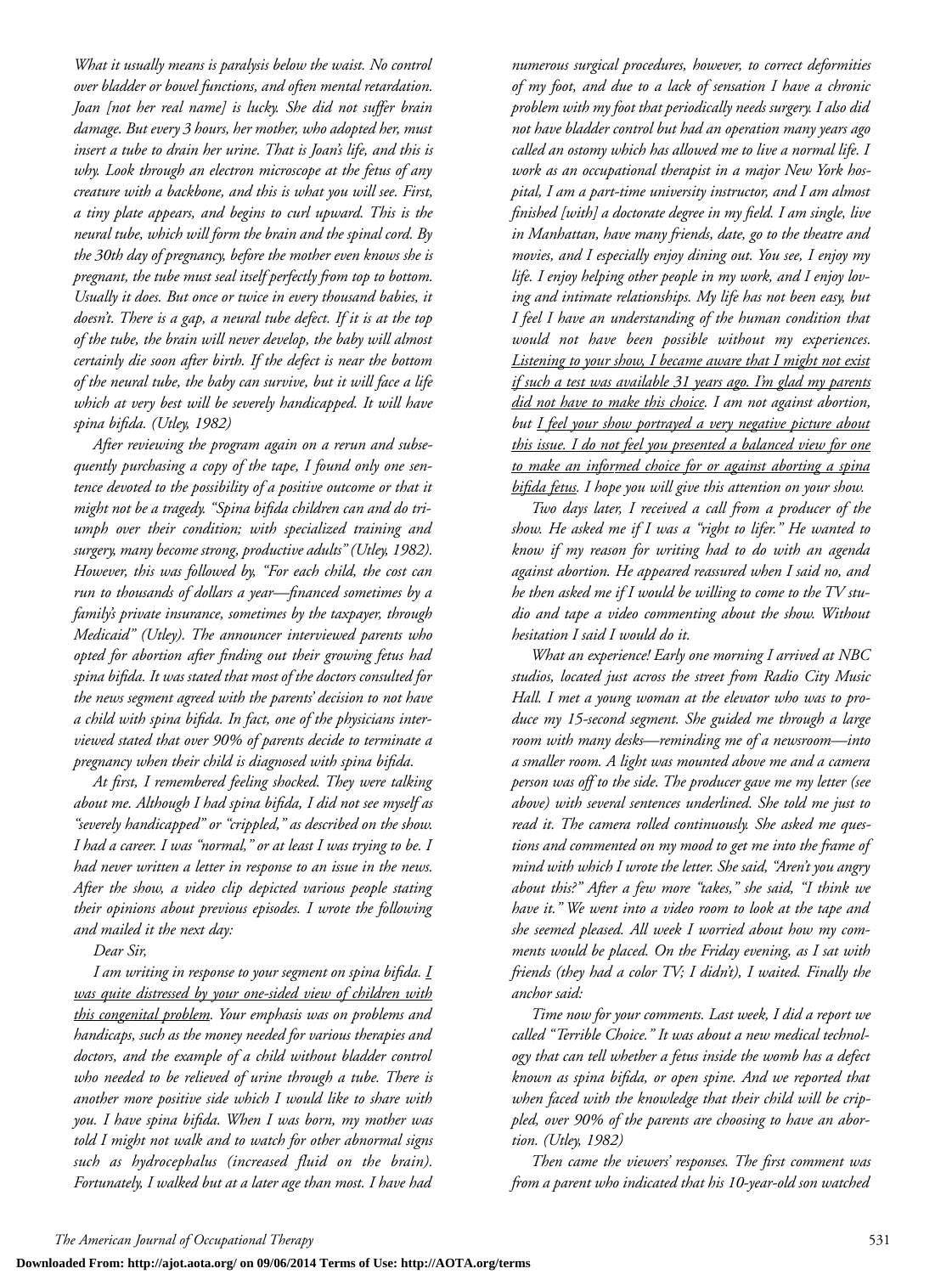*What it usually means is paralysis below the waist. No control over bladder or bowel functions, and often mental retardation. Joan [not her real name] is lucky. She did not suffer brain damage. But every 3 hours, her mother, who adopted her, must insert a tube to drain her urine. That is Joan's life, and this is why. Look through an electron microscope at the fetus of any creature with a backbone, and this is what you will see. First, a tiny plate appears, and begins to curl upward. This is the neural tube, which will form the brain and the spinal cord. By the 30th day of pregnancy, before the mother even knows she is pregnant, the tube must seal itself perfectly from top to bottom. Usually it does. But once or twice in every thousand babies, it doesn't. There is a gap, a neural tube defect. If it is at the top of the tube, the brain will never develop, the baby will almost certainly die soon after birth. If the defect is near the bottom of the neural tube, the baby can survive, but it will face a life which at very best will be severely handicapped. It will have spina bifida. (Utley, 1982)*

*After reviewing the program again on a rerun and subsequently purchasing a copy of the tape, I found only one sentence devoted to the possibility of a positive outcome or that it might not be a tragedy. "Spina bifida children can and do triumph over their condition; with specialized training and surgery, many become strong, productive adults" (Utley, 1982). However, this was followed by, "For each child, the cost can run to thousands of dollars a year—financed sometimes by a family's private insurance, sometimes by the taxpayer, through Medicaid" (Utley). The announcer interviewed parents who opted for abortion after finding out their growing fetus had spina bifida. It was stated that most of the doctors consulted for the news segment agreed with the parents' decision to not have a child with spina bifida. In fact, one of the physicians interviewed stated that over 90% of parents decide to terminate a pregnancy when their child is diagnosed with spina bifida.*

*At first, I remembered feeling shocked. They were talking about me. Although I had spina bifida, I did not see myself as "severely handicapped" or "crippled," as described on the show. I had a career. I was "normal," or at least I was trying to be. I had never written a letter in response to an issue in the news. After the show, a video clip depicted various people stating their opinions about previous episodes. I wrote the following and mailed it the next day:*

*Dear Sir,*

*I am writing in response to your segment on spina bifida. <u>I was quite distressed by your one-sided view of children with this congenital problem</u>. Your emphasis was on problems and handicaps, such as the money needed for various therapies and doctors, and the example of a child without bladder control who needed to be relieved of urine through a tube. There is another more positive side which I would like to share with you. I have spina bifida. When I was born, my mother was told I might not walk and to watch for other abnormal signs such as hydrocephalus (increased fluid on the brain). Fortunately, I walked but at a later age than most. I have had numerous surgical procedures, however, to correct deformities of my foot, and due to a lack of sensation I have a chronic problem with my foot that periodically needs surgery. I also did not have bladder control but had an operation many years ago called an ostomy which has allowed me to live a normal life. I work as an occupational therapist in a major New York hospital, I am a part-time university instructor, and I am almost finished [with] a doctorate degree in my field. I am single, live in Manhattan, have many friends, date, go to the theatre and movies, and I especially enjoy dining out. You see, I enjoy my life. I enjoy helping other people in my work, and I enjoy loving and intimate relationships. My life has not been easy, but I feel I have an understanding of the human condition that would not have been possible without my experiences. <u>Listening to your show, I became aware that I might not exist if such a test was available 31 years ago. I'm glad my parents did not have to make this choice</u>. I am not against abortion, but <u>I feel your show portrayed a very negative picture about this issue. I do not feel you presented a balanced view for one to make an informed choice for or against aborting a spina bifida fetus</u>. I hope you will give this attention on your show.*

*Two days later, I received a call from a producer of the show. He asked me if I was a "right to lifer." He wanted to know if my reason for writing had to do with an agenda against abortion. He appeared reassured when I said no, and he then asked me if I would be willing to come to the TV studio and tape a video commenting about the show. Without hesitation I said I would do it.*

*What an experience! Early one morning I arrived at NBC studios, located just across the street from Radio City Music Hall. I met a young woman at the elevator who was to produce my 15-second segment. She guided me through a large room with many desks—reminding me of a newsroom—into a smaller room. A light was mounted above me and a camera person was off to the side. The producer gave me my letter (see above) with several sentences underlined. She told me just to read it. The camera rolled continuously. She asked me questions and commented on my mood to get me into the frame of mind with which I wrote the letter. She said, "Aren't you angry about this?" After a few more "takes," she said, "I think we have it." We went into a video room to look at the tape and she seemed pleased. All week I worried about how my comments would be placed. On the Friday evening, as I sat with friends (they had a color TV; I didn't), I waited. Finally the anchor said:*

*Time now for your comments. Last week, I did a report we called "Terrible Choice." It was about a new medical technology that can tell whether a fetus inside the womb has a defect known as spina bifida, or open spine. And we reported that when faced with the knowledge that their child will be crippled, over 90% of the parents are choosing to have an abortion. (Utley, 1982)*

*Then came the viewers' responses. The first comment was from a parent who indicated that his 10-year-old son watched*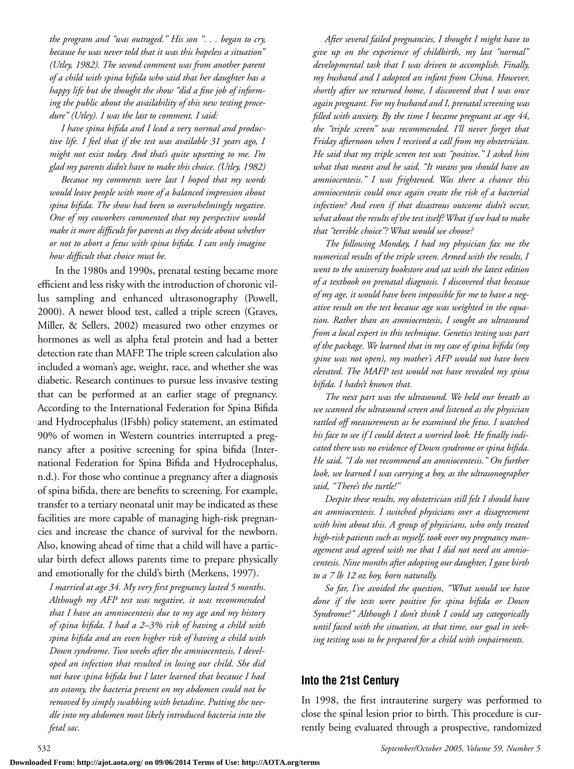*the program and "was outraged." His son ". . . began to cry, because he was never told that it was this hopeless a situation" (Utley, 1982). The second comment was from another parent of a child with spina bifida who said that her daughter has a happy life but she thought the show "did a fine job of informing the public about the availability of this new testing procedure" (Utley). I was the last to comment. I said:*

*I have spina bifida and I lead a very normal and productive life. I feel that if the test was available 31 years ago, I might not exist today. And that's quite upsetting to me. I'm glad my parents didn't have to make this choice. (Utley, 1982)*

*Because my comments were last I hoped that my words would leave people with more of a balanced impression about spina bifida. The show had been so overwhelmingly negative. One of my coworkers commented that my perspective would make it more difficult for parents as they decide about whether or not to abort a fetus with spina bifida. I can only imagine how difficult that choice must be.*

In the 1980s and 1990s, prenatal testing became more efficient and less risky with the introduction of choronic villus sampling and enhanced ultrasonography (Powell, 2000). A newer blood test, called a triple screen (Graves, Miller, & Sellers, 2002) measured two other enzymes or hormones as well as alpha fetal protein and had a better detection rate than MAFP. The triple screen calculation also included a woman's age, weight, race, and whether she was diabetic. Research continues to pursue less invasive testing that can be performed at an earlier stage of pregnancy. According to the International Federation for Spina Bifida and Hydrocephalus (IFsbh) policy statement, an estimated 90% of women in Western countries interrupted a pregnancy after a positive screening for spina bifida (International Federation for Spina Bifida and Hydrocephalus, n.d.). For those who continue a pregnancy after a diagnosis of spina bifida, there are benefits to screening. For example, transfer to a tertiary neonatal unit may be indicated as these facilities are more capable of managing high-risk pregnancies and increase the chance of survival for the newborn. Also, knowing ahead of time that a child will have a particular birth defect allows parents time to prepare physically and emotionally for the child's birth (Merkens, 1997).

*I married at age 34. My very first pregnancy lasted 5 months. Although my AFP test was negative, it was recommended that I have an amniocentesis due to my age and my history of spina bifida. I had a 2–3% risk of having a child with spina bifida and an even higher risk of having a child with Down syndrome. Two weeks after the amniocentesis, I developed an infection that resulted in losing our child. She did not have spina bifida but I later learned that because I had an ostomy, the bacteria present on my abdomen could not be removed by simply swabbing with betadine. Putting the needle into my abdomen most likely introduced bacteria into the fetal sac.*

*After several failed pregnancies, I thought I might have to give up on the experience of childbirth, my last "normal" developmental task that I was driven to accomplish. Finally, my husband and I adopted an infant from China. However, shortly after we returned home, I discovered that I was once again pregnant. For my husband and I, prenatal screening was filled with anxiety. By the time I became pregnant at age 44, the "triple screen" was recommended. I'll never forget that Friday afternoon when I received a call from my obstetrician. He said that my triple screen test was "positive." I asked him what that meant and he said, "It means you should have an amniocentesis." I was frightened. Was there a chance this amniocentesis could once again create the risk of a bacterial infection? And even if that disastrous outcome didn't occur, what about the results of the test itself? What if we had to make that "terrible choice"? What would we choose?*

*The following Monday, I had my physician fax me the numerical results of the triple screen. Armed with the results, I went to the university bookstore and sat with the latest edition of a textbook on prenatal diagnosis. I discovered that because of my age, it would have been impossible for me to have a negative result on the test because age was weighted in the equation. Rather than an amniocentesis, I sought an ultrasound from a local expert in this technique. Genetics testing was part of the package. We learned that in my case of spina bifida (my spine was not open), my mother's AFP would not have been elevated. The MAFP test would not have revealed my spina bifida. I hadn't known that.*

*The next part was the ultrasound. We held our breath as we scanned the ultrasound screen and listened as the physician rattled off measurements as he examined the fetus. I watched his face to see if I could detect a worried look. He finally indicated there was no evidence of Down syndrome or spina bifida. He said, "I do not recommend an amniocentesis." On further look, we learned I was carrying a boy, as the ultrasonographer said, "There's the turtle!"*

*Despite these results, my obstetrician still felt I should have an amniocentesis. I switched physicians over a disagreement with him about this. A group of physicians, who only treated high-risk patients such as myself, took over my pregnancy management and agreed with me that I did not need an amniocentesis. Nine months after adopting our daughter, I gave birth to a 7 lb 12 oz boy, born naturally.*

*So far, I've avoided the question, "What would we have done if the tests were positive for spina bifida or Down Syndrome?" Although I don't think I could say categorically until faced with the situation, at that time, our goal in seeking testing was to be prepared for a child with impairments.*

## Into the 21st Century

In 1998, the first intrauterine surgery was performed to close the spinal lesion prior to birth. This procedure is currently being evaluated through a prospective, randomized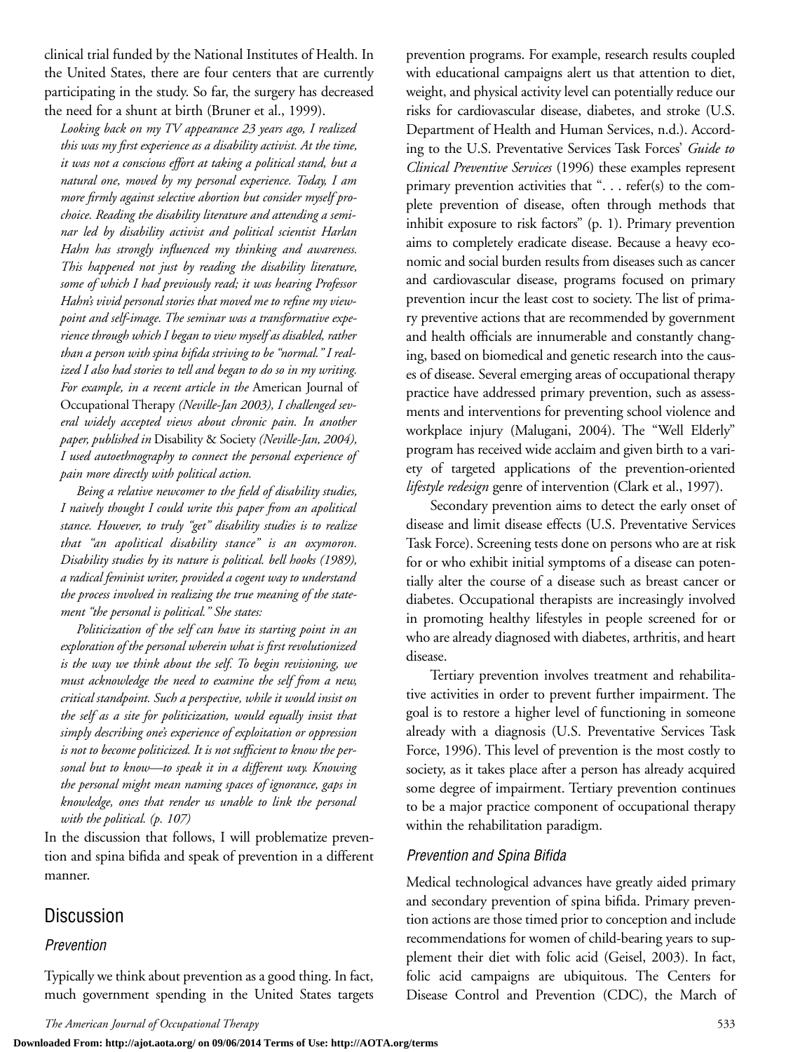clinical trial funded by the National Institutes of Health. In the United States, there are four centers that are currently participating in the study. So far, the surgery has decreased the need for a shunt at birth (Bruner et al., 1999).

*Looking back on my TV appearance 23 years ago, I realized this was my first experience as a disability activist. At the time, it was not a conscious effort at taking a political stand, but a natural one, moved by my personal experience. Today, I am more firmly against selective abortion but consider myself pro-choice. Reading the disability literature and attending a seminar led by disability activist and political scientist Harlan Hahn has strongly influenced my thinking and awareness. This happened not just by reading the disability literature, some of which I had previously read; it was hearing Professor Hahn's vivid personal stories that moved me to refine my viewpoint and self-image. The seminar was a transformative experience through which I began to view myself as disabled, rather than a person with spina bifida striving to be "normal." I realized I also had stories to tell and began to do so in my writing. For example, in a recent article in the* American Journal of Occupational Therapy *(Neville-Jan 2003), I challenged several widely accepted views about chronic pain. In another paper, published in* Disability & Society *(Neville-Jan, 2004), I used autoethnography to connect the personal experience of pain more directly with political action.*

*Being a relative newcomer to the field of disability studies, I naively thought I could write this paper from an apolitical stance. However, to truly "get" disability studies is to realize that "an apolitical disability stance" is an oxymoron. Disability studies by its nature is political. bell hooks (1989), a radical feminist writer, provided a cogent way to understand the process involved in realizing the true meaning of the statement "the personal is political." She states:*

> *Politicization of the self can have its starting point in an exploration of the personal wherein what is first revolutionized is the way we think about the self. To begin revisioning, we must acknowledge the need to examine the self from a new, critical standpoint. Such a perspective, while it would insist on the self as a site for politicization, would equally insist that simply describing one's experience of exploitation or oppression is not to become politicized. It is not sufficient to know the personal but to know—to speak it in a different way. Knowing the personal might mean naming spaces of ignorance, gaps in knowledge, ones that render us unable to link the personal with the political. (p. 107)*

In the discussion that follows, I will problematize prevention and spina bifida and speak of prevention in a different manner.

## Discussion

### Prevention

Typically we think about prevention as a good thing. In fact, much government spending in the United States targets prevention programs. For example, research results coupled with educational campaigns alert us that attention to diet, weight, and physical activity level can potentially reduce our risks for cardiovascular disease, diabetes, and stroke (U.S. Department of Health and Human Services, n.d.). According to the U.S. Preventative Services Task Forces' *Guide to Clinical Preventive Services* (1996) these examples represent primary prevention activities that ". . . refer(s) to the complete prevention of disease, often through methods that inhibit exposure to risk factors" (p. 1). Primary prevention aims to completely eradicate disease. Because a heavy economic and social burden results from diseases such as cancer and cardiovascular disease, programs focused on primary prevention incur the least cost to society. The list of primary preventive actions that are recommended by government and health officials are innumerable and constantly changing, based on biomedical and genetic research into the causes of disease. Several emerging areas of occupational therapy practice have addressed primary prevention, such as assessments and interventions for preventing school violence and workplace injury (Malugani, 2004). The "Well Elderly" program has received wide acclaim and given birth to a variety of targeted applications of the prevention-oriented *lifestyle redesign* genre of intervention (Clark et al., 1997).

Secondary prevention aims to detect the early onset of disease and limit disease effects (U.S. Preventative Services Task Force). Screening tests done on persons who are at risk for or who exhibit initial symptoms of a disease can potentially alter the course of a disease such as breast cancer or diabetes. Occupational therapists are increasingly involved in promoting healthy lifestyles in people screened for or who are already diagnosed with diabetes, arthritis, and heart disease.

Tertiary prevention involves treatment and rehabilitative activities in order to prevent further impairment. The goal is to restore a higher level of functioning in someone already with a diagnosis (U.S. Preventative Services Task Force, 1996). This level of prevention is the most costly to society, as it takes place after a person has already acquired some degree of impairment. Tertiary prevention continues to be a major practice component of occupational therapy within the rehabilitation paradigm.

### Prevention and Spina Bifida

Medical technological advances have greatly aided primary and secondary prevention of spina bifida. Primary prevention actions are those timed prior to conception and include recommendations for women of child-bearing years to supplement their diet with folic acid (Geisel, 2003). In fact, folic acid campaigns are ubiquitous. The Centers for Disease Control and Prevention (CDC), the March of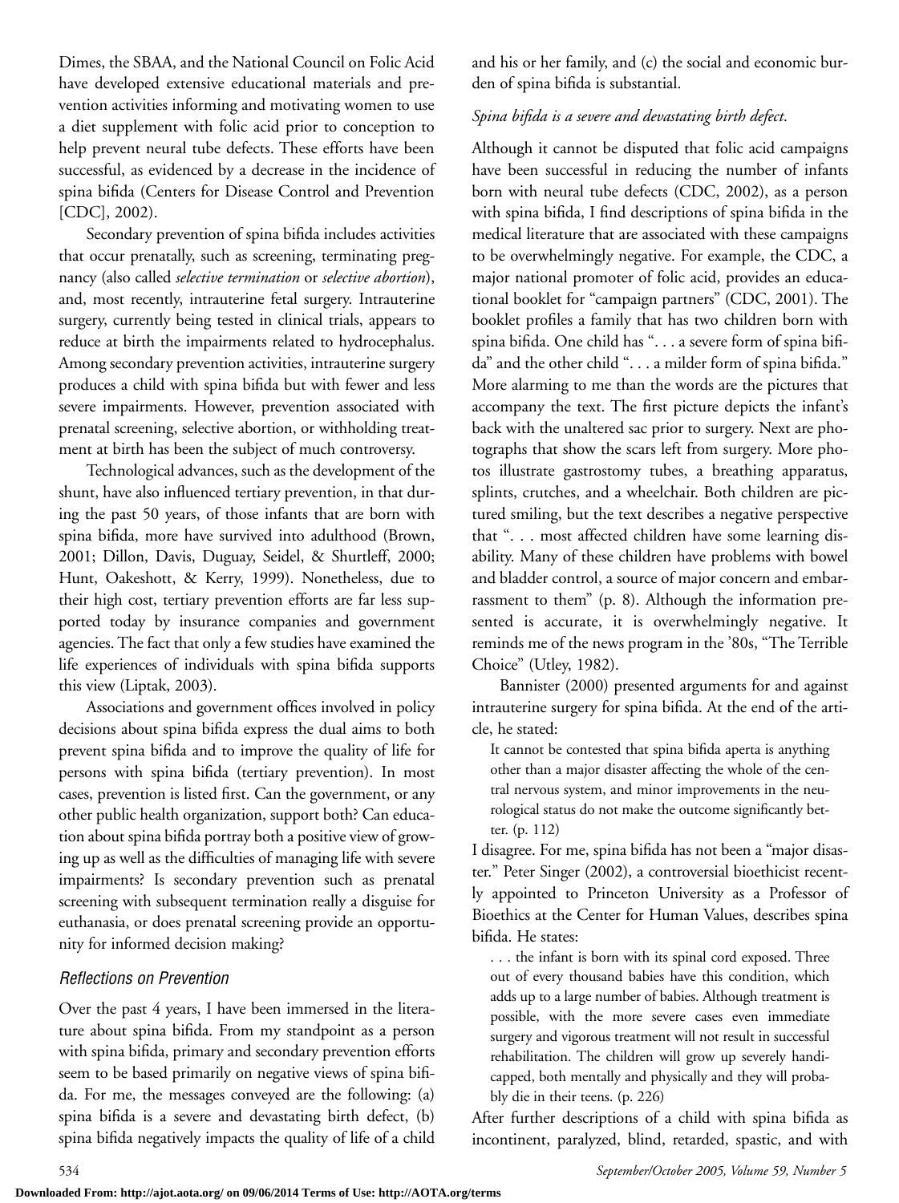Dimes, the SBAA, and the National Council on Folic Acid have developed extensive educational materials and prevention activities informing and motivating women to use a diet supplement with folic acid prior to conception to help prevent neural tube defects. These efforts have been successful, as evidenced by a decrease in the incidence of spina bifida (Centers for Disease Control and Prevention [CDC], 2002).

Secondary prevention of spina bifida includes activities that occur prenatally, such as screening, terminating pregnancy (also called *selective termination* or *selective abortion*), and, most recently, intrauterine fetal surgery. Intrauterine surgery, currently being tested in clinical trials, appears to reduce at birth the impairments related to hydrocephalus. Among secondary prevention activities, intrauterine surgery produces a child with spina bifida but with fewer and less severe impairments. However, prevention associated with prenatal screening, selective abortion, or withholding treatment at birth has been the subject of much controversy.

Technological advances, such as the development of the shunt, have also influenced tertiary prevention, in that during the past 50 years, of those infants that are born with spina bifida, more have survived into adulthood (Brown, 2001; Dillon, Davis, Duguay, Seidel, & Shurtleff, 2000; Hunt, Oakeshott, & Kerry, 1999). Nonetheless, due to their high cost, tertiary prevention efforts are far less supported today by insurance companies and government agencies. The fact that only a few studies have examined the life experiences of individuals with spina bifida supports this view (Liptak, 2003).

Associations and government offices involved in policy decisions about spina bifida express the dual aims to both prevent spina bifida and to improve the quality of life for persons with spina bifida (tertiary prevention). In most cases, prevention is listed first. Can the government, or any other public health organization, support both? Can education about spina bifida portray both a positive view of growing up as well as the difficulties of managing life with severe impairments? Is secondary prevention such as prenatal screening with subsequent termination really a disguise for euthanasia, or does prenatal screening provide an opportunity for informed decision making?

### *Reflections on Prevention*

Over the past 4 years, I have been immersed in the literature about spina bifida. From my standpoint as a person with spina bifida, primary and secondary prevention efforts seem to be based primarily on negative views of spina bifida. For me, the messages conveyed are the following: (a) spina bifida is a severe and devastating birth defect, (b) spina bifida negatively impacts the quality of life of a child and his or her family, and (c) the social and economic burden of spina bifida is substantial.

*Spina bifida is a severe and devastating birth defect.*

Although it cannot be disputed that folic acid campaigns have been successful in reducing the number of infants born with neural tube defects (CDC, 2002), as a person with spina bifida, I find descriptions of spina bifida in the medical literature that are associated with these campaigns to be overwhelmingly negative. For example, the CDC, a major national promoter of folic acid, provides an educational booklet for "campaign partners" (CDC, 2001). The booklet profiles a family that has two children born with spina bifida. One child has ". . . a severe form of spina bifida" and the other child ". . . a milder form of spina bifida." More alarming to me than the words are the pictures that accompany the text. The first picture depicts the infant's back with the unaltered sac prior to surgery. Next are photographs that show the scars left from surgery. More photos illustrate gastrostomy tubes, a breathing apparatus, splints, crutches, and a wheelchair. Both children are pictured smiling, but the text describes a negative perspective that ". . . most affected children have some learning disability. Many of these children have problems with bowel and bladder control, a source of major concern and embarrassment to them" (p. 8). Although the information presented is accurate, it is overwhelmingly negative. It reminds me of the news program in the '80s, "The Terrible Choice" (Utley, 1982).

Bannister (2000) presented arguments for and against intrauterine surgery for spina bifida. At the end of the article, he stated:

> It cannot be contested that spina bifida aperta is anything other than a major disaster affecting the whole of the central nervous system, and minor improvements in the neurological status do not make the outcome significantly better. (p. 112)

I disagree. For me, spina bifida has not been a "major disaster." Peter Singer (2002), a controversial bioethicist recently appointed to Princeton University as a Professor of Bioethics at the Center for Human Values, describes spina bifida. He states:

> . . . the infant is born with its spinal cord exposed. Three out of every thousand babies have this condition, which adds up to a large number of babies. Although treatment is possible, with the more severe cases even immediate surgery and vigorous treatment will not result in successful rehabilitation. The children will grow up severely handicapped, both mentally and physically and they will probably die in their teens. (p. 226)

After further descriptions of a child with spina bifida as incontinent, paralyzed, blind, retarded, spastic, and with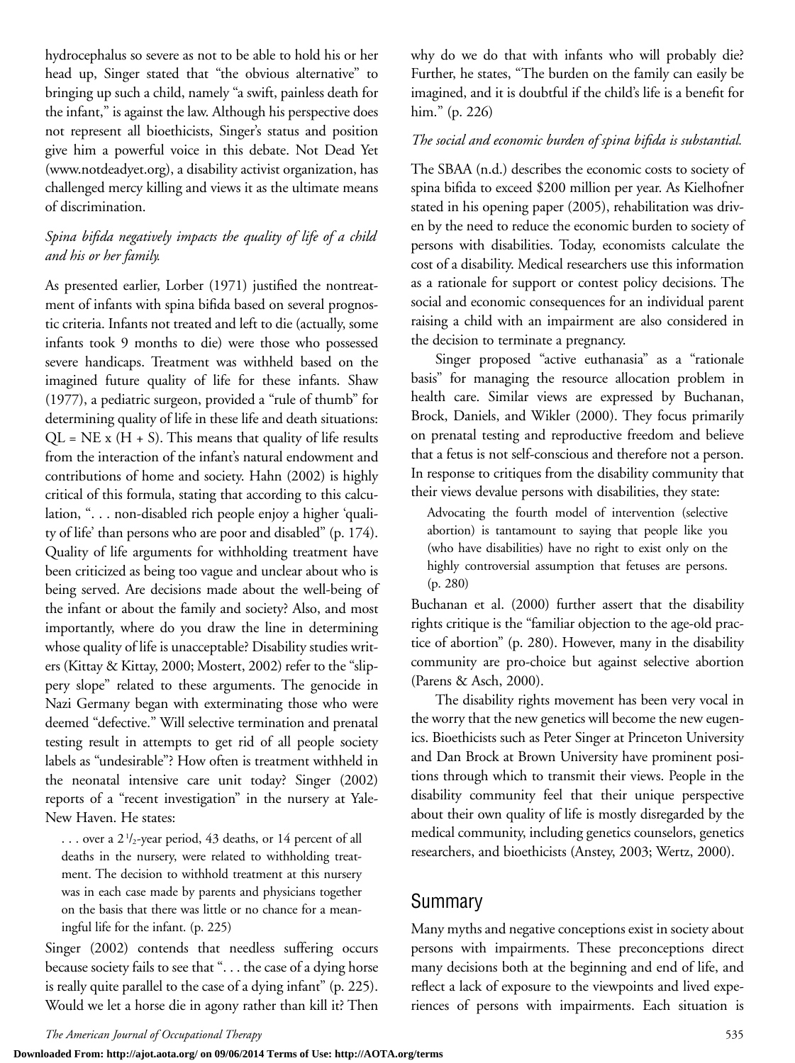hydrocephalus so severe as not to be able to hold his or her head up, Singer stated that "the obvious alternative" to bringing up such a child, namely "a swift, painless death for the infant," is against the law. Although his perspective does not represent all bioethicists, Singer's status and position give him a powerful voice in this debate. Not Dead Yet (www.notdeadyet.org), a disability activist organization, has challenged mercy killing and views it as the ultimate means of discrimination.

*Spina bifida negatively impacts the quality of life of a child and his or her family.*

As presented earlier, Lorber (1971) justified the nontreatment of infants with spina bifida based on several prognostic criteria. Infants not treated and left to die (actually, some infants took 9 months to die) were those who possessed severe handicaps. Treatment was withheld based on the imagined future quality of life for these infants. Shaw (1977), a pediatric surgeon, provided a "rule of thumb" for determining quality of life in these life and death situations: $QL = NE \times (H + S)$. This means that quality of life results from the interaction of the infant's natural endowment and contributions of home and society. Hahn (2002) is highly critical of this formula, stating that according to this calculation, ". . . non-disabled rich people enjoy a higher 'quality of life' than persons who are poor and disabled" (p. 174). Quality of life arguments for withholding treatment have been criticized as being too vague and unclear about who is being served. Are decisions made about the well-being of the infant or about the family and society? Also, and most importantly, where do you draw the line in determining whose quality of life is unacceptable? Disability studies writers (Kittay & Kittay, 2000; Mostert, 2002) refer to the "slippery slope" related to these arguments. The genocide in Nazi Germany began with exterminating those who were deemed "defective." Will selective termination and prenatal testing result in attempts to get rid of all people society labels as "undesirable"? How often is treatment withheld in the neonatal intensive care unit today? Singer (2002) reports of a "recent investigation" in the nursery at Yale-New Haven. He states:

> . . . over a 2 1/2-year period, 43 deaths, or 14 percent of all deaths in the nursery, were related to withholding treatment. The decision to withhold treatment at this nursery was in each case made by parents and physicians together on the basis that there was little or no chance for a meaningful life for the infant. (p. 225)

Singer (2002) contends that needless suffering occurs because society fails to see that ". . . the case of a dying horse is really quite parallel to the case of a dying infant" (p. 225). Would we let a horse die in agony rather than kill it? Then why do we do that with infants who will probably die? Further, he states, "The burden on the family can easily be imagined, and it is doubtful if the child's life is a benefit for him." (p. 226)

*The social and economic burden of spina bifida is substantial.*

The SBAA (n.d.) describes the economic costs to society of spina bifida to exceed $200 million per year. As Kielhofner stated in his opening paper (2005), rehabilitation was driven by the need to reduce the economic burden to society of persons with disabilities. Today, economists calculate the cost of a disability. Medical researchers use this information as a rationale for support or contest policy decisions. The social and economic consequences for an individual parent raising a child with an impairment are also considered in the decision to terminate a pregnancy.

Singer proposed "active euthanasia" as a "rationale basis" for managing the resource allocation problem in health care. Similar views are expressed by Buchanan, Brock, Daniels, and Wikler (2000). They focus primarily on prenatal testing and reproductive freedom and believe that a fetus is not self-conscious and therefore not a person. In response to critiques from the disability community that their views devalue persons with disabilities, they state:

> Advocating the fourth model of intervention (selective abortion) is tantamount to saying that people like you (who have disabilities) have no right to exist only on the highly controversial assumption that fetuses are persons. (p. 280)

Buchanan et al. (2000) further assert that the disability rights critique is the "familiar objection to the age-old practice of abortion" (p. 280). However, many in the disability community are pro-choice but against selective abortion (Parens & Asch, 2000).

The disability rights movement has been very vocal in the worry that the new genetics will become the new eugenics. Bioethicists such as Peter Singer at Princeton University and Dan Brock at Brown University have prominent positions through which to transmit their views. People in the disability community feel that their unique perspective about their own quality of life is mostly disregarded by the medical community, including genetics counselors, genetics researchers, and bioethicists (Anstey, 2003; Wertz, 2000).

## Summary

Many myths and negative conceptions exist in society about persons with impairments. These preconceptions direct many decisions both at the beginning and end of life, and reflect a lack of exposure to the viewpoints and lived experiences of persons with impairments. Each situation is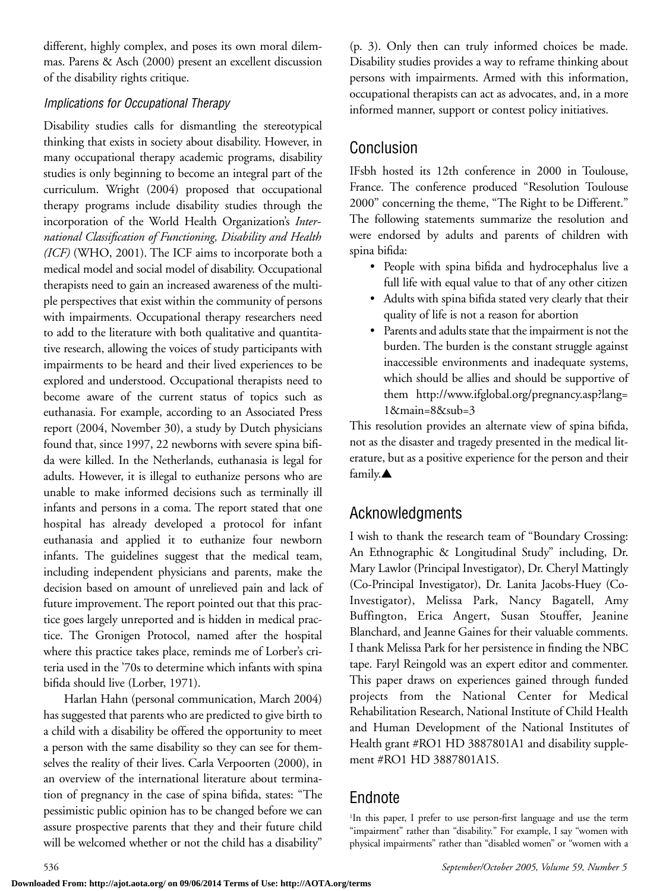different, highly complex, and poses its own moral dilemmas. Parens & Asch (2000) present an excellent discussion of the disability rights critique.

### *Implications for Occupational Therapy*

Disability studies calls for dismantling the stereotypical thinking that exists in society about disability. However, in many occupational therapy academic programs, disability studies is only beginning to become an integral part of the curriculum. Wright (2004) proposed that occupational therapy programs include disability studies through the incorporation of the World Health Organization's *International Classification of Functioning, Disability and Health (ICF)* (WHO, 2001). The ICF aims to incorporate both a medical model and social model of disability. Occupational therapists need to gain an increased awareness of the multiple perspectives that exist within the community of persons with impairments. Occupational therapy researchers need to add to the literature with both qualitative and quantitative research, allowing the voices of study participants with impairments to be heard and their lived experiences to be explored and understood. Occupational therapists need to become aware of the current status of topics such as euthanasia. For example, according to an Associated Press report (2004, November 30), a study by Dutch physicians found that, since 1997, 22 newborns with severe spina bifida were killed. In the Netherlands, euthanasia is legal for adults. However, it is illegal to euthanize persons who are unable to make informed decisions such as terminally ill infants and persons in a coma. The report stated that one hospital has already developed a protocol for infant euthanasia and applied it to euthanize four newborn infants. The guidelines suggest that the medical team, including independent physicians and parents, make the decision based on amount of unrelieved pain and lack of future improvement. The report pointed out that this practice goes largely unreported and is hidden in medical practice. The Gronigen Protocol, named after the hospital where this practice takes place, reminds me of Lorber's criteria used in the '70s to determine which infants with spina bifida should live (Lorber, 1971).

Harlan Hahn (personal communication, March 2004) has suggested that parents who are predicted to give birth to a child with a disability be offered the opportunity to meet a person with the same disability so they can see for themselves the reality of their lives. Carla Verpoorten (2000), in an overview of the international literature about termination of pregnancy in the case of spina bifida, states: "The pessimistic public opinion has to be changed before we can assure prospective parents that they and their future child will be welcomed whether or not the child has a disability" (p. 3). Only then can truly informed choices be made. Disability studies provides a way to reframe thinking about persons with impairments. Armed with this information, occupational therapists can act as advocates, and, in a more informed manner, support or contest policy initiatives.

## Conclusion

IFsbh hosted its 12th conference in 2000 in Toulouse, France. The conference produced "Resolution Toulouse 2000" concerning the theme, "The Right to be Different." The following statements summarize the resolution and were endorsed by adults and parents of children with spina bifida:

- People with spina bifida and hydrocephalus live a full life with equal value to that of any other citizen
- Adults with spina bifida stated very clearly that their quality of life is not a reason for abortion
- Parents and adults state that the impairment is not the burden. The burden is the constant struggle against inaccessible environments and inadequate systems, which should be allies and should be supportive of them http://www.ifglobal.org/pregnancy.asp?lang=1&main=8&sub=3

This resolution provides an alternate view of spina bifida, not as the disaster and tragedy presented in the medical literature, but as a positive experience for the person and their family.▲

## Acknowledgments

I wish to thank the research team of "Boundary Crossing: An Ethnographic & Longitudinal Study" including, Dr. Mary Lawlor (Principal Investigator), Dr. Cheryl Mattingly (Co-Principal Investigator), Dr. Lanita Jacobs-Huey (Co-Investigator), Melissa Park, Nancy Bagatell, Amy Buffington, Erica Angert, Susan Stouffer, Jeanine Blanchard, and Jeanne Gaines for their valuable comments. I thank Melissa Park for her persistence in finding the NBC tape. Faryl Reingold was an expert editor and commenter. This paper draws on experiences gained through funded projects from the National Center for Medical Rehabilitation Research, National Institute of Child Health and Human Development of the National Institutes of Health grant #RO1 HD 3887801A1 and disability supplement #RO1 HD 3887801A1S.

## Endnote

[1]In this paper, I prefer to use person-first language and use the term "impairment" rather than "disability." For example, I say "women with physical impairments" rather than "disabled women" or "women with a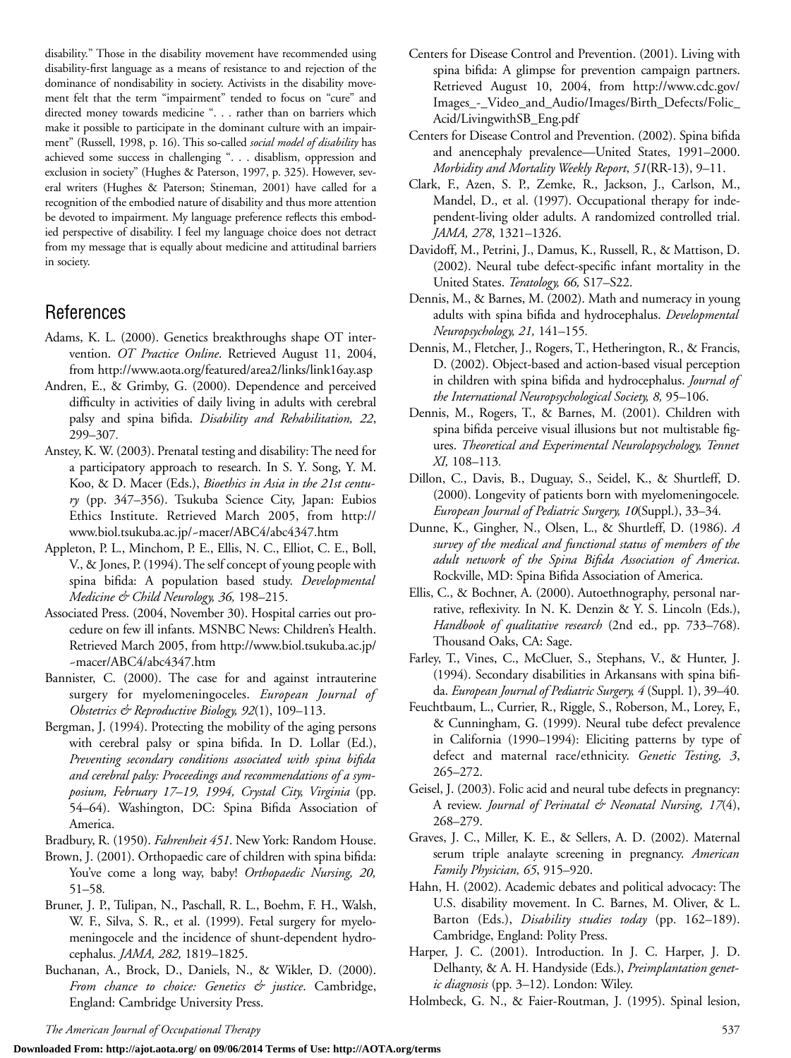disability." Those in the disability movement have recommended using disability-first language as a means of resistance to and rejection of the dominance of nondisability in society. Activists in the disability movement felt that the term "impairment" tended to focus on "cure" and directed money towards medicine ". . . rather than on barriers which make it possible to participate in the dominant culture with an impairment" (Russell, 1998, p. 16). This so-called *social model of disability* has achieved some success in challenging ". . . disablism, oppression and exclusion in society" (Hughes & Paterson, 1997, p. 325). However, several writers (Hughes & Paterson; Stineman, 2001) have called for a recognition of the embodied nature of disability and thus more attention be devoted to impairment. My language preference reflects this embodied perspective of disability. I feel my language choice does not detract from my message that is equally about medicine and attitudinal barriers in society.

## References

Adams, K. L. (2000). Genetics breakthroughs shape OT intervention. *OT Practice Online*. Retrieved August 11, 2004, from http://www.aota.org/featured/area2/links/link16ay.asp

Andren, E., & Grimby, G. (2000). Dependence and perceived difficulty in activities of daily living in adults with cerebral palsy and spina bifida. *Disability and Rehabilitation, 22*, 299–307.

Anstey, K. W. (2003). Prenatal testing and disability: The need for a participatory approach to research. In S. Y. Song, Y. M. Koo, & D. Macer (Eds.), *Bioethics in Asia in the 21st century* (pp. 347–356). Tsukuba Science City, Japan: Eubios Ethics Institute. Retrieved March 2005, from http://www.biol.tsukuba.ac.jp/~macer/ABC4/abc4347.htm

Appleton, P. L., Minchom, P. E., Ellis, N. C., Elliot, C. E., Boll, V., & Jones, P. (1994). The self concept of young people with spina bifida: A population based study. *Developmental Medicine & Child Neurology, 36,* 198–215.

Associated Press. (2004, November 30). Hospital carries out procedure on few ill infants. MSNBC News: Children's Health. Retrieved March 2005, from http://www.biol.tsukuba.ac.jp/~macer/ABC4/abc4347.htm

Bannister, C. (2000). The case for and against intrauterine surgery for myelomeningoceles. *European Journal of Obstetrics & Reproductive Biology, 92*(1), 109–113.

Bergman, J. (1994). Protecting the mobility of the aging persons with cerebral palsy or spina bifida. In D. Lollar (Ed.), *Preventing secondary conditions associated with spina bifida and cerebral palsy: Proceedings and recommendations of a symposium, February 17–19, 1994, Crystal City, Virginia* (pp. 54–64). Washington, DC: Spina Bifida Association of America.

Bradbury, R. (1950). *Fahrenheit 451*. New York: Random House.

Brown, J. (2001). Orthopaedic care of children with spina bifida: You've come a long way, baby! *Orthopaedic Nursing, 20,* 51–58.

Bruner, J. P., Tulipan, N., Paschall, R. L., Boehm, F. H., Walsh, W. F., Silva, S. R., et al. (1999). Fetal surgery for myelomeningocele and the incidence of shunt-dependent hydrocephalus. *JAMA, 282,* 1819–1825.

Buchanan, A., Brock, D., Daniels, N., & Wikler, D. (2000). *From chance to choice: Genetics & justice*. Cambridge, England: Cambridge University Press.

Centers for Disease Control and Prevention. (2001). Living with spina bifida: A glimpse for prevention campaign partners. Retrieved August 10, 2004, from http://www.cdc.gov/Images_-_Video_and_Audio/Images/Birth_Defects/Folic_Acid/LivingwithSB_Eng.pdf

Centers for Disease Control and Prevention. (2002). Spina bifida and anencephaly prevalence—United States, 1991–2000. *Morbidity and Mortality Weekly Report*, *51*(RR-13), 9–11.

Clark, F., Azen, S. P., Zemke, R., Jackson, J., Carlson, M., Mandel, D., et al. (1997). Occupational therapy for independent-living older adults. A randomized controlled trial. *JAMA, 278*, 1321–1326.

Davidoff, M., Petrini, J., Damus, K., Russell, R., & Mattison, D. (2002). Neural tube defect-specific infant mortality in the United States. *Teratology, 66,* S17–S22.

Dennis, M., & Barnes, M. (2002). Math and numeracy in young adults with spina bifida and hydrocephalus. *Developmental Neuropsychology, 21,* 141–155.

Dennis, M., Fletcher, J., Rogers, T., Hetherington, R., & Francis, D. (2002). Object-based and action-based visual perception in children with spina bifida and hydrocephalus. *Journal of the International Neuropsychological Society, 8,* 95–106.

Dennis, M., Rogers, T., & Barnes, M. (2001). Children with spina bifida perceive visual illusions but not multistable figures. *Theoretical and Experimental Neurolopsychology, Tennet XI,* 108–113.

Dillon, C., Davis, B., Duguay, S., Seidel, K., & Shurtleff, D. (2000). Longevity of patients born with myelomeningocele. *European Journal of Pediatric Surgery, 10*(Suppl.), 33–34.

Dunne, K., Gingher, N., Olsen, L., & Shurtleff, D. (1986). *A survey of the medical and functional status of members of the adult network of the Spina Bifida Association of America*. Rockville, MD: Spina Bifida Association of America.

Ellis, C., & Bochner, A. (2000). Autoethnography, personal narrative, reflexivity. In N. K. Denzin & Y. S. Lincoln (Eds.), *Handbook of qualitative research* (2nd ed., pp. 733–768). Thousand Oaks, CA: Sage.

Farley, T., Vines, C., McCluer, S., Stephans, V., & Hunter, J. (1994). Secondary disabilities in Arkansans with spina bifida. *European Journal of Pediatric Surgery, 4* (Suppl. 1), 39–40.

Feuchtbaum, L., Currier, R., Riggle, S., Roberson, M., Lorey, F., & Cunningham, G. (1999). Neural tube defect prevalence in California (1990–1994): Eliciting patterns by type of defect and maternal race/ethnicity. *Genetic Testing, 3*, 265–272.

Geisel, J. (2003). Folic acid and neural tube defects in pregnancy: A review. *Journal of Perinatal & Neonatal Nursing, 17*(4), 268–279.

Graves, J. C., Miller, K. E., & Sellers, A. D. (2002). Maternal serum triple analayte screening in pregnancy. *American Family Physician, 65*, 915–920.

Hahn, H. (2002). Academic debates and political advocacy: The U.S. disability movement. In C. Barnes, M. Oliver, & L. Barton (Eds.), *Disability studies today* (pp. 162–189). Cambridge, England: Polity Press.

Harper, J. C. (2001). Introduction. In J. C. Harper, J. D. Delhanty, & A. H. Handyside (Eds.), *Preimplantation genetic diagnosis* (pp. 3–12). London: Wiley.

Holmbeck, G. N., & Faier-Routman, J. (1995). Spinal lesion,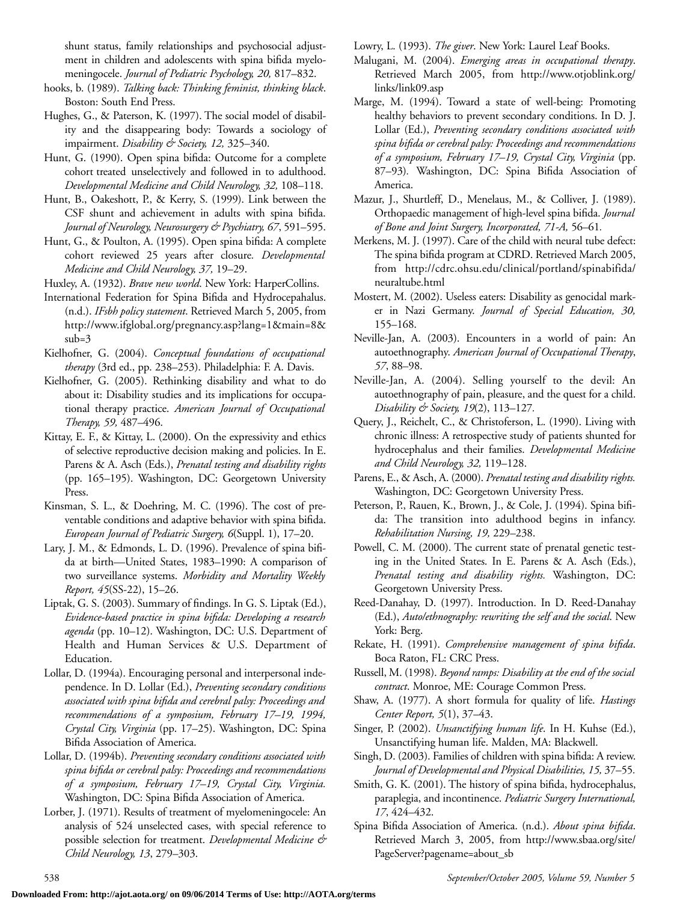shunt status, family relationships and psychosocial adjustment in children and adolescents with spina bifida myelomeningocele. *Journal of Pediatric Psychology, 20,* 817–832.

hooks, b. (1989). *Talking back: Thinking feminist, thinking black*. Boston: South End Press.

Hughes, G., & Paterson, K. (1997). The social model of disability and the disappearing body: Towards a sociology of impairment. *Disability & Society, 12,* 325–340.

Hunt, G. (1990). Open spina bifida: Outcome for a complete cohort treated unselectively and followed in to adulthood. *Developmental Medicine and Child Neurology, 32,* 108–118.

Hunt, B., Oakeshott, P., & Kerry, S. (1999). Link between the CSF shunt and achievement in adults with spina bifida. *Journal of Neurology, Neurosurgery & Psychiatry, 67*, 591–595.

Hunt, G., & Poulton, A. (1995). Open spina bifida: A complete cohort reviewed 25 years after closure. *Developmental Medicine and Child Neurology, 37,* 19–29.

Huxley, A. (1932). *Brave new world.* New York: HarperCollins.

International Federation for Spina Bifida and Hydrocepahalus. (n.d.). *IFsbh policy statement*. Retrieved March 5, 2005, from http://www.ifglobal.org/pregnancy.asp?lang=1&main=8&sub=3

Kielhofner, G. (2004). *Conceptual foundations of occupational therapy* (3rd ed., pp. 238–253). Philadelphia: F. A. Davis.

Kielhofner, G. (2005). Rethinking disability and what to do about it: Disability studies and its implications for occupational therapy practice. *American Journal of Occupational Therapy, 59,* 487–496.

Kittay, E. F., & Kittay, L. (2000). On the expressivity and ethics of selective reproductive decision making and policies. In E. Parens & A. Asch (Eds.), *Prenatal testing and disability rights* (pp. 165–195). Washington, DC: Georgetown University Press.

Kinsman, S. L., & Doehring, M. C. (1996). The cost of preventable conditions and adaptive behavior with spina bifida. *European Journal of Pediatric Surgery, 6*(Suppl. 1), 17–20.

Lary, J. M., & Edmonds, L. D. (1996). Prevalence of spina bifida at birth—United States, 1983–1990: A comparison of two surveillance systems. *Morbidity and Mortality Weekly Report, 45*(SS-22), 15–26.

Liptak, G. S. (2003). Summary of findings. In G. S. Liptak (Ed.), *Evidence-based practice in spina bifida: Developing a research agenda* (pp. 10–12). Washington, DC: U.S. Department of Health and Human Services & U.S. Department of Education.

Lollar, D. (1994a). Encouraging personal and interpersonal independence. In D. Lollar (Ed.), *Preventing secondary conditions associated with spina bifida and cerebral palsy: Proceedings and recommendations of a symposium, February 17–19, 1994, Crystal City, Virginia* (pp. 17–25). Washington, DC: Spina Bifida Association of America.

Lollar, D. (1994b). *Preventing secondary conditions associated with spina bifida or cerebral palsy: Proceedings and recommendations of a symposium, February 17–19, Crystal City, Virginia.* Washington, DC: Spina Bifida Association of America.

Lorber, J. (1971). Results of treatment of myelomeningocele: An analysis of 524 unselected cases, with special reference to possible selection for treatment. *Developmental Medicine & Child Neurology, 13*, 279–303.

Lowry, L. (1993). *The giver*. New York: Laurel Leaf Books.

Malugani, M. (2004). *Emerging areas in occupational therapy*. Retrieved March 2005, from http://www.otjoblink.org/links/link09.asp

Marge, M. (1994). Toward a state of well-being: Promoting healthy behaviors to prevent secondary conditions. In D. J. Lollar (Ed.), *Preventing secondary conditions associated with spina bifida or cerebral palsy: Proceedings and recommendations of a symposium, February 17–19, Crystal City, Virginia* (pp. 87–93). Washington, DC: Spina Bifida Association of America.

Mazur, J., Shurtleff, D., Menelaus, M., & Colliver, J. (1989). Orthopaedic management of high-level spina bifida. *Journal of Bone and Joint Surgery, Incorporated, 71-A,* 56–61.

Merkens, M. J. (1997). Care of the child with neural tube defect: The spina bifida program at CDRD. Retrieved March 2005, from http://cdrc.ohsu.edu/clinical/portland/spinabifida/neuraltube.html

Mostert, M. (2002). Useless eaters: Disability as genocidal marker in Nazi Germany. *Journal of Special Education, 30,* 155–168.

Neville-Jan, A. (2003). Encounters in a world of pain: An autoethnography. *American Journal of Occupational Therapy*, *57*, 88–98.

Neville-Jan, A. (2004). Selling yourself to the devil: An autoethnography of pain, pleasure, and the quest for a child. *Disability & Society, 19*(2), 113–127.

Query, J., Reichelt, C., & Christoferson, L. (1990). Living with chronic illness: A retrospective study of patients shunted for hydrocephalus and their families. *Developmental Medicine and Child Neurology, 32,* 119–128.

Parens, E., & Asch, A. (2000). *Prenatal testing and disability rights.* Washington, DC: Georgetown University Press.

Peterson, P., Rauen, K., Brown, J., & Cole, J. (1994). Spina bifida: The transition into adulthood begins in infancy. *Rehabilitation Nursing, 19,* 229–238.

Powell, C. M. (2000). The current state of prenatal genetic testing in the United States. In E. Parens & A. Asch (Eds.), *Prenatal testing and disability rights.* Washington, DC: Georgetown University Press.

Reed-Danahay, D. (1997). Introduction. In D. Reed-Danahay (Ed.), *Auto/ethnography: rewriting the self and the social*. New York: Berg.

Rekate, H. (1991). *Comprehensive management of spina bifida*. Boca Raton, FL: CRC Press.

Russell, M. (1998). *Beyond ramps: Disability at the end of the social contract*. Monroe, ME: Courage Common Press.

Shaw, A. (1977). A short formula for quality of life. *Hastings Center Report, 5*(1), 37–43.

Singer, P. (2002). *Unsanctifying human life*. In H. Kuhse (Ed.), Unsanctifying human life. Malden, MA: Blackwell.

Singh, D. (2003). Families of children with spina bifida: A review. *Journal of Developmental and Physical Disabilities, 15,* 37–55.

Smith, G. K. (2001). The history of spina bifida, hydrocephalus, paraplegia, and incontinence. *Pediatric Surgery International, 17*, 424–432.

Spina Bifida Association of America. (n.d.). *About spina bifida*. Retrieved March 3, 2005, from http://www.sbaa.org/site/PageServer?pagename=about_sb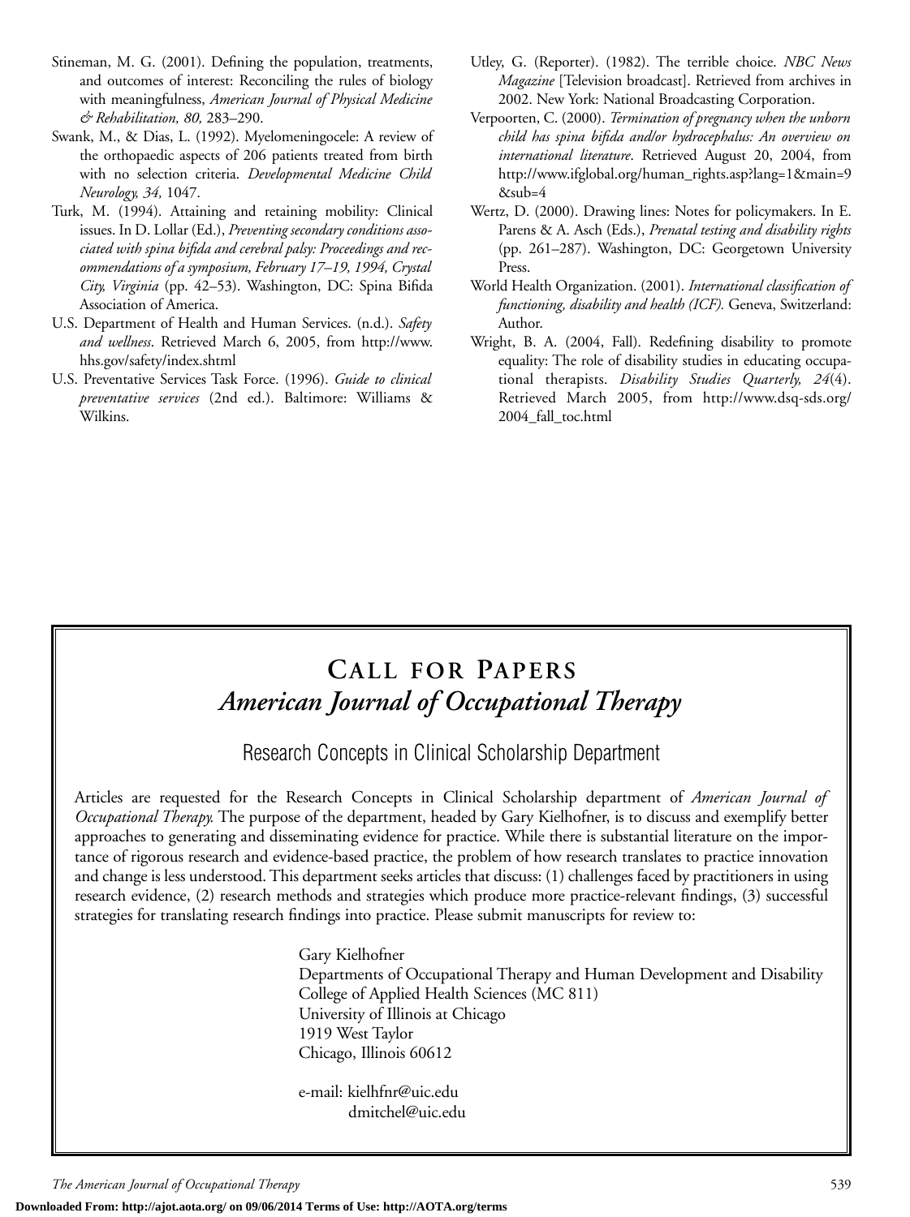Stineman, M. G. (2001). Defining the population, treatments, and outcomes of interest: Reconciling the rules of biology with meaningfulness, *American Journal of Physical Medicine & Rehabilitation, 80,* 283–290.

Swank, M., & Dias, L. (1992). Myelomeningocele: A review of the orthopaedic aspects of 206 patients treated from birth with no selection criteria. *Developmental Medicine Child Neurology, 34,* 1047.

Turk, M. (1994). Attaining and retaining mobility: Clinical issues. In D. Lollar (Ed.), *Preventing secondary conditions associated with spina bifida and cerebral palsy: Proceedings and recommendations of a symposium, February 17–19, 1994, Crystal City, Virginia* (pp. 42–53). Washington, DC: Spina Bifida Association of America.

U.S. Department of Health and Human Services. (n.d.). *Safety and wellness*. Retrieved March 6, 2005, from http://www.hhs.gov/safety/index.shtml

U.S. Preventative Services Task Force. (1996). *Guide to clinical preventative services* (2nd ed.). Baltimore: Williams & Wilkins.

Utley, G. (Reporter). (1982). The terrible choice. *NBC News Magazine* [Television broadcast]. Retrieved from archives in 2002. New York: National Broadcasting Corporation.

Verpoorten, C. (2000). *Termination of pregnancy when the unborn child has spina bifida and/or hydrocephalus: An overview on international literature*. Retrieved August 20, 2004, from http://www.ifglobal.org/human_rights.asp?lang=1&main=9&sub=4

Wertz, D. (2000). Drawing lines: Notes for policymakers. In E. Parens & A. Asch (Eds.), *Prenatal testing and disability rights* (pp. 261–287). Washington, DC: Georgetown University Press.

World Health Organization. (2001). *International classification of functioning, disability and health (ICF).* Geneva, Switzerland: Author.

Wright, B. A. (2004, Fall). Redefining disability to promote equality: The role of disability studies in educating occupational therapists. *Disability Studies Quarterly, 24*(4). Retrieved March 2005, from http://www.dsq-sds.org/2004_fall_toc.html

## CALL FOR PAPERS
## *American Journal of Occupational Therapy*

### Research Concepts in Clinical Scholarship Department

Articles are requested for the Research Concepts in Clinical Scholarship department of *American Journal of Occupational Therapy.* The purpose of the department, headed by Gary Kielhofner, is to discuss and exemplify better approaches to generating and disseminating evidence for practice. While there is substantial literature on the importance of rigorous research and evidence-based practice, the problem of how research translates to practice innovation and change is less understood. This department seeks articles that discuss: (1) challenges faced by practitioners in using research evidence, (2) research methods and strategies which produce more practice-relevant findings, (3) successful strategies for translating research findings into practice. Please submit manuscripts for review to:

Gary Kielhofner
Departments of Occupational Therapy and Human Development and Disability
College of Applied Health Sciences (MC 811)
University of Illinois at Chicago
1919 West Taylor
Chicago, Illinois 60612

e-mail: kielhfnr@uic.edu
dmitchel@uic.edu